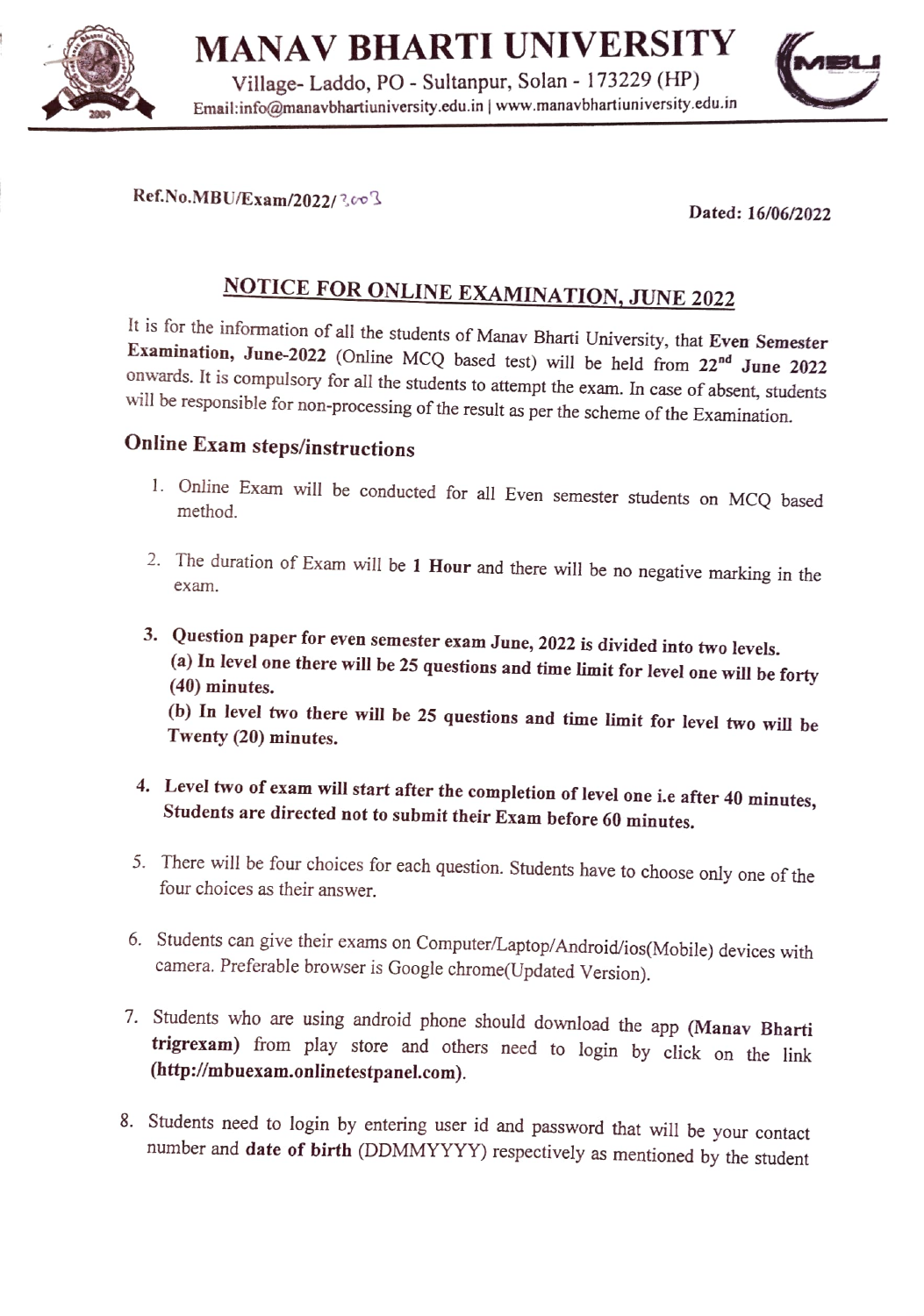# MANAV BHARTI UNIVERSITY

Village- Laddo, PO - Sultanpur, Solan - 173229 (HP)
Email:info@manavbhartiuniversity.edu.in | www.manavbhartiuniversity.edu.in

**Ref.No.MBU/Exam/2022/** 3003

**Dated: 16/06/2022**

## NOTICE FOR ONLINE EXAMINATION, JUNE 2022

It is for the information of all the students of Manav Bharti University, that **Even Semester Examination, June-2022** (Online MCQ based test) will be held from **22nd June 2022** onwards. It is compulsory for all the students to attempt the exam. In case of absent, students will be responsible for non-processing of the result as per the scheme of the Examination.

### Online Exam steps/instructions

1. Online Exam will be conducted for all Even semester students on MCQ based method.
2. The duration of Exam will be **1 Hour** and there will be no negative marking in the exam.
3. **Question paper for even semester exam June, 2022 is divided into two levels.**
   **(a) In level one there will be 25 questions and time limit for level one will be forty (40) minutes.**
   **(b) In level two there will be 25 questions and time limit for level two will be Twenty (20) minutes.**
4. **Level two of exam will start after the completion of level one i.e after 40 minutes, Students are directed not to submit their Exam before 60 minutes.**
5. There will be four choices for each question. Students have to choose only one of the four choices as their answer.
6. Students can give their exams on Computer/Laptop/Android/ios(Mobile) devices with camera. Preferable browser is Google chrome(Updated Version).
7. Students who are using android phone should download the app **(Manav Bharti trigrexam)** from play store and others need to login by click on the link **(http://mbuexam.onlinetestpanel.com)**.
8. Students need to login by entering user id and password that will be your contact number and **date of birth** (DDMMYYYY) respectively as mentioned by the student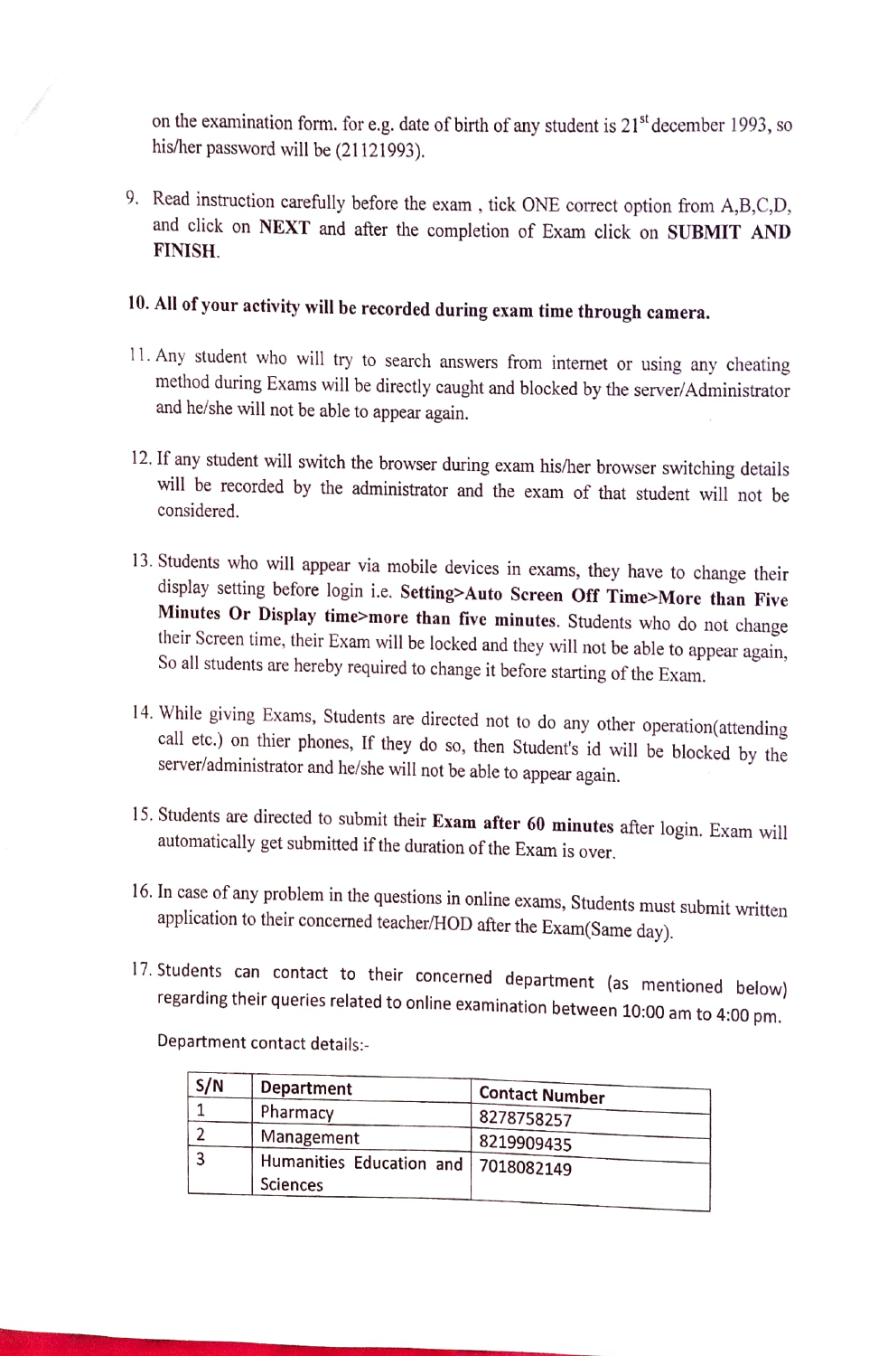on the examination form. for e.g. date of birth of any student is 21st december 1993, so his/her password will be (21121993).

9. Read instruction carefully before the exam , tick ONE correct option from A,B,C,D, and click on **NEXT** and after the completion of Exam click on **SUBMIT AND FINISH**.

10. **All of your activity will be recorded during exam time through camera.**

11. Any student who will try to search answers from internet or using any cheating method during Exams will be directly caught and blocked by the server/Administrator and he/she will not be able to appear again.

12. If any student will switch the browser during exam his/her browser switching details will be recorded by the administrator and the exam of that student will not be considered.

13. Students who will appear via mobile devices in exams, they have to change their display setting before login i.e. **Setting>Auto Screen Off Time>More than Five Minutes Or Display time>more than five minutes**. Students who do not change their Screen time, their Exam will be locked and they will not be able to appear again, So all students are hereby required to change it before starting of the Exam.

14. While giving Exams, Students are directed not to do any other operation(attending call etc.) on thier phones, If they do so, then Student's id will be blocked by the server/administrator and he/she will not be able to appear again.

15. Students are directed to submit their **Exam after 60 minutes** after login. Exam will automatically get submitted if the duration of the Exam is over.

16. In case of any problem in the questions in online exams, Students must submit written application to their concerned teacher/HOD after the Exam(Same day).

17. Students can contact to their concerned department (as mentioned below) regarding their queries related to online examination between 10:00 am to 4:00 pm.

Department contact details:-

| S/N | Department | Contact Number |
|---|---|---|
| 1 | Pharmacy | 8278758257 |
| 2 | Management | 8219909435 |
| 3 | Humanities Education and Sciences | 7018082149 |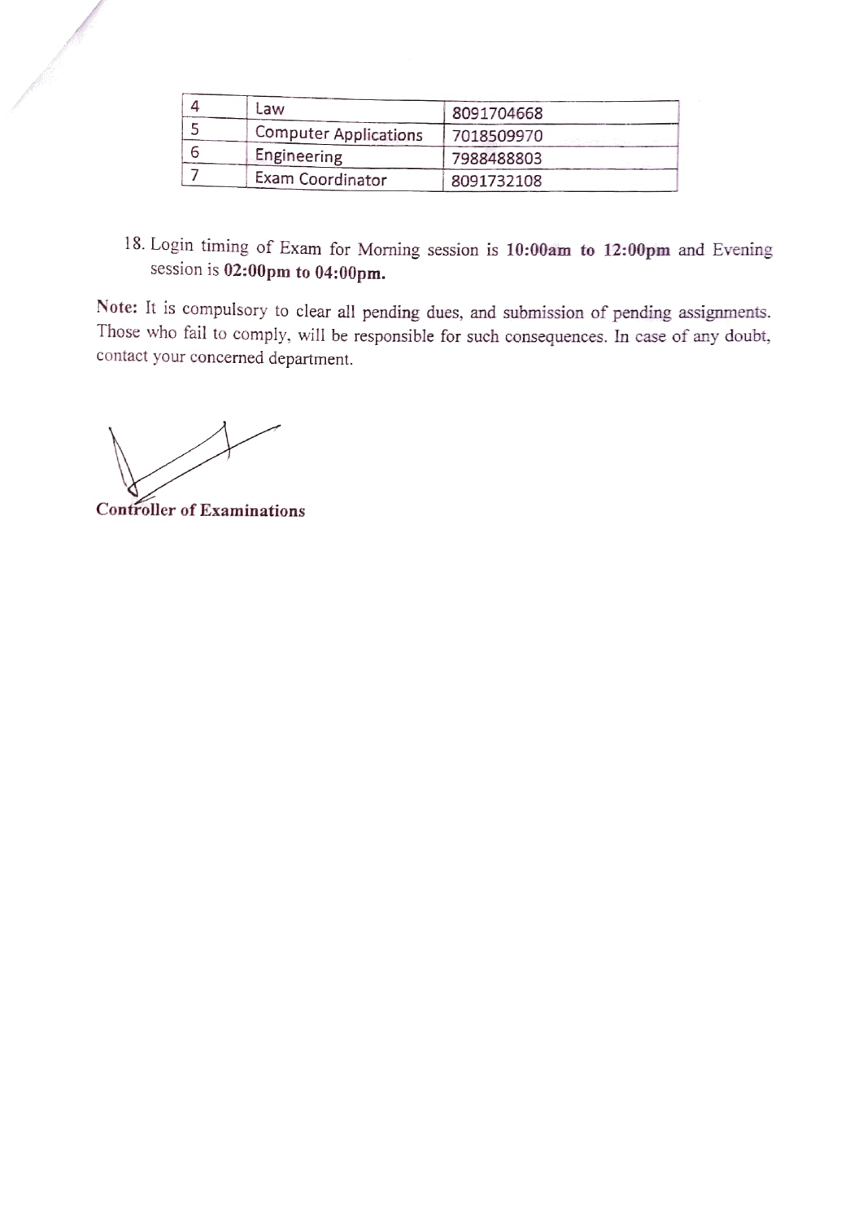| | | |
|---|---|---|
| 4 | Law | 8091704668 |
| 5 | Computer Applications | 7018509970 |
| 6 | Engineering | 7988488803 |
| 7 | Exam Coordinator | 8091732108 |

18. Login timing of Exam for Morning session is **10:00am to 12:00pm** and Evening session is **02:00pm to 04:00pm.**

**Note:** It is compulsory to clear all pending dues, and submission of pending assignments. Those who fail to comply, will be responsible for such consequences. In case of any doubt, contact your concerned department.

**Controller of Examinations**